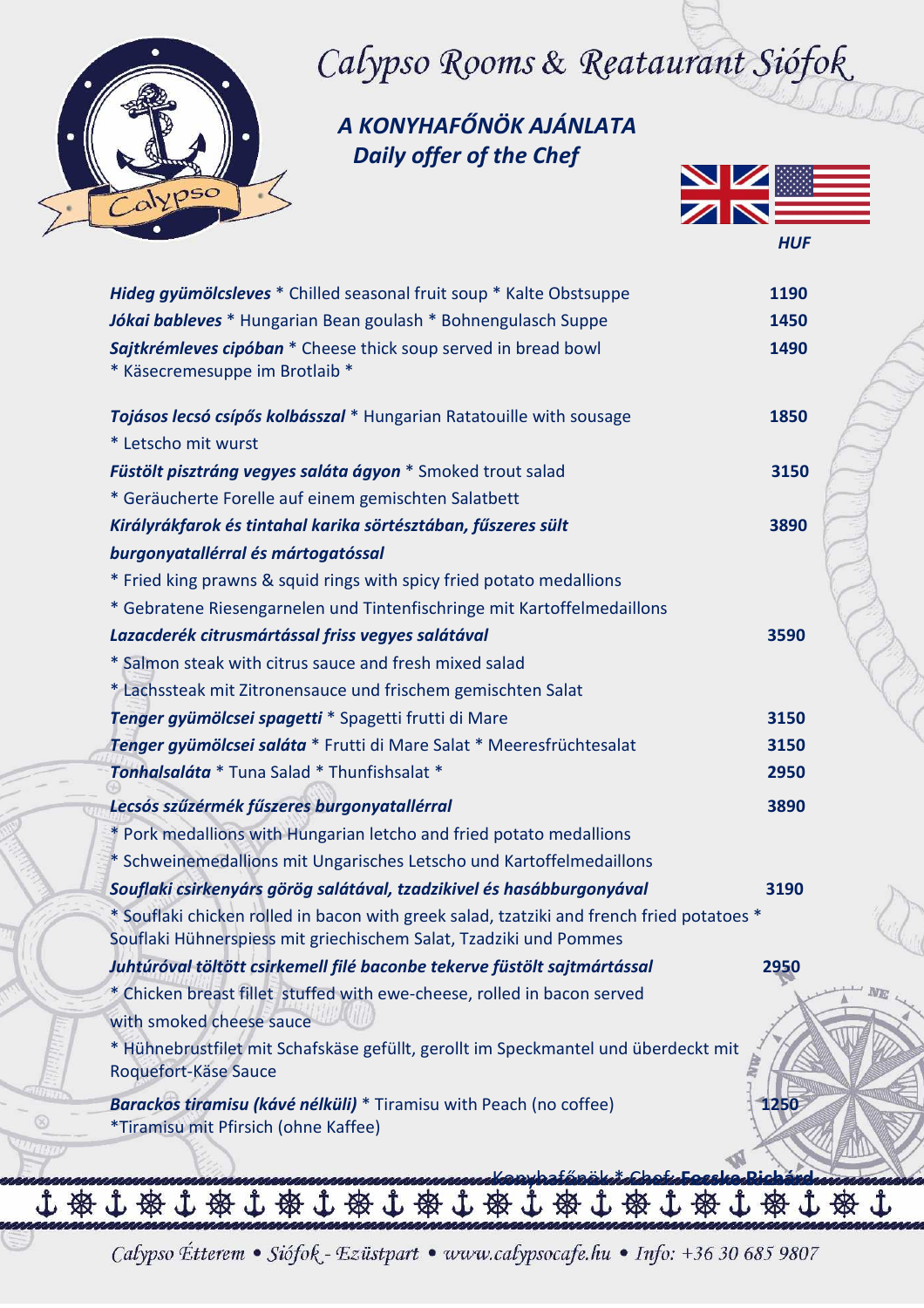# Calypso Rooms & Reataurant Siófok

## A KONYHAFŐNÖK AJÁNLATA
## Daily offer of the Chef

| | HUF |
|---|---|
| ***Hideg gyümölcsleves*** * Chilled seasonal fruit soup * Kalte Obstsuppe | **1190** |
| ***Jókai bableves*** * Hungarian Bean goulash * Bohnengulasch Suppe | **1450** |
| ***Sajtkrémleves cipóban*** * Cheese thick soup served in bread bowl * Käsecremesuppe im Brotlaib * | **1490** |
| ***Tojásos lecsó csípős kolbással*** * Hungarian Ratatouille with sousage * Letscho mit wurst | **1850** |
| ***Füstölt pisztráng vegyes saláta ágyon*** * Smoked trout salad * Geräucherte Forelle auf einem gemischten Salatbett | **3150** |
| ***Királyrákfarok és tintahal karika sörtésztában, fűszeres sült burgonyatallérral és mártogatóssal*** * Fried king prawns & squid rings with spicy fried potato medallions * Gebratene Riesengarnelen und Tintenfischringe mit Kartoffelmedaillons | **3890** |
| ***Lazacderék citrusmártással friss vegyes salátával*** * Salmon steak with citrus sauce and fresh mixed salad * Lachssteak mit Zitronensauce und frischem gemischten Salat | **3590** |
| ***Tenger gyümölcsei spagetti*** * Spagetti frutti di Mare | **3150** |
| ***Tenger gyümölcsei saláta*** * Frutti di Mare Salat * Meeresfrüchtesalat | **3150** |
| ***Tonhalsaláta*** * Tuna Salad * Thunfishsalat * | **2950** |
| ***Lecsós szűzérmék fűszeres burgonyatallérral*** * Pork medallions with Hungarian letcho and fried potato medallions * Schweinemedallions mit Ungarisches Letscho und Kartoffelmedaillons | **3890** |
| ***Souflaki csirkenyárs görög salátával, tzadzikivel és hasábburgonyával*** * Souflaki chicken rolled in bacon with greek salad, tzatziki and french fried potatoes * Souflaki Hühnerspiess mit griechischem Salat, Tzadziki und Pommes | **3190** |
| ***Juhtúróval töltött csirkemell filé baconbe tekerve füstölt sajtmártással*** * Chicken breast fillet stuffed with ewe-cheese, rolled in bacon served with smoked cheese sauce * Hühnebrustfilet mit Schafskäse gefüllt, gerollt im Speckmantel und überdeckt mit Roquefort-Käse Sauce | **2950** |
| ***Barackos tiramisu (kávé nélküli)*** * Tiramisu with Peach (no coffee) *Tiramisu mit Pfirsich (ohne Kaffee) | **1250** |

Konyhafőnök * Chef: **Fecske Richárd**

Calypso Étterem • Siófok - Ezüstpart • www.calypsocafe.hu • Info: +36 30 685 9807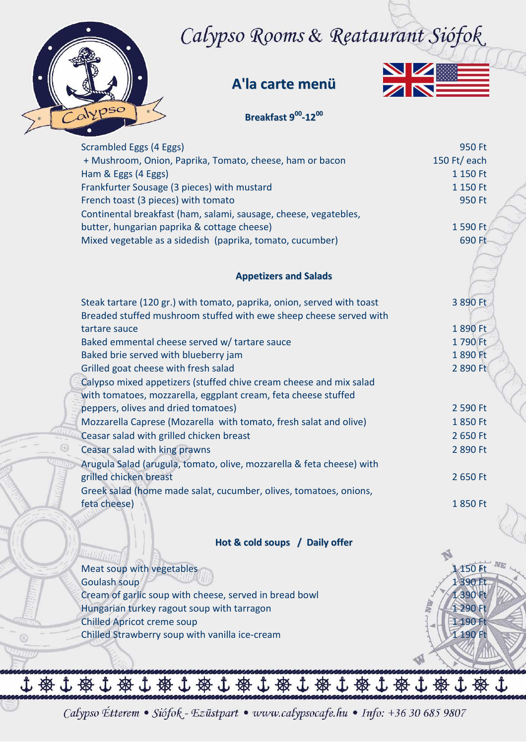# Calypso Rooms & Reataurant Siófok

## A'la carte menü

### Breakfast 9[00]-12[00]

| | |
|---|---|
| Scrambled Eggs (4 Eggs) | 950 Ft |
| + Mushroom, Onion, Paprika, Tomato, cheese, ham or bacon | 150 Ft/ each |
| Ham & Eggs (4 Eggs) | 1 150 Ft |
| Frankfurter Sousage (3 pieces) with mustard | 1 150 Ft |
| French toast (3 pieces) with tomato | 950 Ft |
| Continental breakfast (ham, salami, sausage, cheese, vegetebles, butter, hungarian paprika & cottage cheese) | 1 590 Ft |
| Mixed vegetable as a sidedish (paprika, tomato, cucumber) | 690 Ft |

### Appetizers and Salads

| | |
|---|---|
| Steak tartare (120 gr.) with tomato, paprika, onion, served with toast | 3 890 Ft |
| Breaded stuffed mushroom stuffed with ewe sheep cheese served with tartare sauce | 1 890 Ft |
| Baked emmental cheese served w/ tartare sauce | 1 790 Ft |
| Baked brie served with blueberry jam | 1 890 Ft |
| Grilled goat cheese with fresh salad | 2 890 Ft |
| Calypso mixed appetizers (stuffed chive cream cheese and mix salad with tomatoes, mozzarella, eggplant cream, feta cheese stuffed peppers, olives and dried tomatoes) | 2 590 Ft |
| Mozzarella Caprese (Mozarella with tomato, fresh salat and olive) | 1 850 Ft |
| Ceasar salad with grilled chicken breast | 2 650 Ft |
| Ceasar salad with king prawns | 2 890 Ft |
| Arugula Salad (arugula, tomato, olive, mozzarella & feta cheese) with grilled chicken breast | 2 650 Ft |
| Greek salad (home made salat, cucumber, olives, tomatoes, onions, feta cheese) | 1 850 Ft |

### Hot & cold soups / Daily offer

| | |
|---|---|
| Meat soup with vegetables | 1 150 Ft |
| Goulash soup | 1 390 Ft |
| Cream of garlic soup with cheese, served in bread bowl | 1 390 Ft |
| Hungarian turkey ragout soup with tarragon | 1 290 Ft |
| Chilled Apricot creme soup | 1 190 Ft |
| Chilled Strawberry soup with vanilla ice-cream | 1 190 Ft |

*Calypso Étterem • Siófok - Ezüstpart • www.calypsocafe.hu • Info: +36 30 685 9807*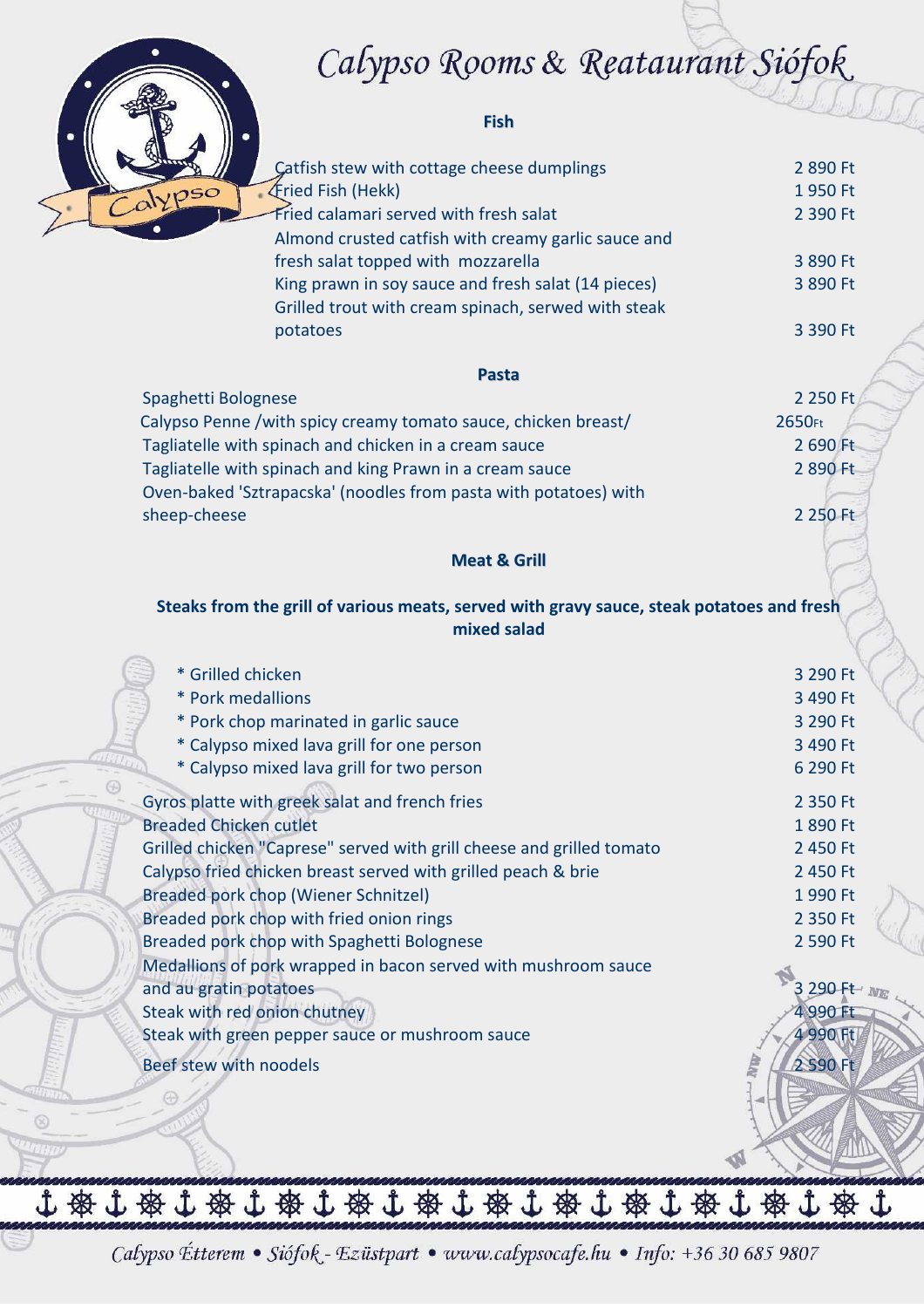# Calypso Rooms & Reataurant Siófok

## Fish

| | |
|---|---|
| Catfish stew with cottage cheese dumplings | 2 890 Ft |
| Fried Fish (Hekk) | 1 950 Ft |
| Fried calamari served with fresh salat | 2 390 Ft |
| Almond crusted catfish with creamy garlic sauce and fresh salat topped with mozzarella | 3 890 Ft |
| King prawn in soy sauce and fresh salat (14 pieces) | 3 890 Ft |
| Grilled trout with cream spinach, serwed with steak potatoes | 3 390 Ft |

## Pasta

| | |
|---|---|
| Spaghetti Bolognese | 2 250 Ft |
| Calypso Penne /with spicy creamy tomato sauce, chicken breast/ | 2650Ft |
| Tagliatelle with spinach and chicken in a cream sauce | 2 690 Ft |
| Tagliatelle with spinach and king Prawn in a cream sauce | 2 890 Ft |
| Oven-baked 'Sztrapacska' (noodles from pasta with potatoes) with sheep-cheese | 2 250 Ft |

## Meat & Grill

**Steaks from the grill of various meats, served with gravy sauce, steak potatoes and fresh mixed salad**

| | |
|---|---|
| * Grilled chicken | 3 290 Ft |
| * Pork medallions | 3 490 Ft |
| * Pork chop marinated in garlic sauce | 3 290 Ft |
| * Calypso mixed lava grill for one person | 3 490 Ft |
| * Calypso mixed lava grill for two person | 6 290 Ft |

| | |
|---|---|
| Gyros platte with greek salat and french fries | 2 350 Ft |
| Breaded Chicken cutlet | 1 890 Ft |
| Grilled chicken "Caprese" served with grill cheese and grilled tomato | 2 450 Ft |
| Calypso fried chicken breast served with grilled peach & brie | 2 450 Ft |
| Breaded pork chop (Wiener Schnitzel) | 1 990 Ft |
| Breaded pork chop with fried onion rings | 2 350 Ft |
| Breaded pork chop with Spaghetti Bolognese | 2 590 Ft |
| Medallions of pork wrapped in bacon served with mushroom sauce and au gratin potatoes | 3 290 Ft |
| Steak with red onion chutney | 4 990 Ft |
| Steak with green pepper sauce or mushroom sauce | 4 990 Ft |
| Beef stew with noodels | 2 590 Ft |

*Calypso Étterem • Siófok - Ezüstpart • www.calypsocafe.hu • Info: +36 30 685 9807*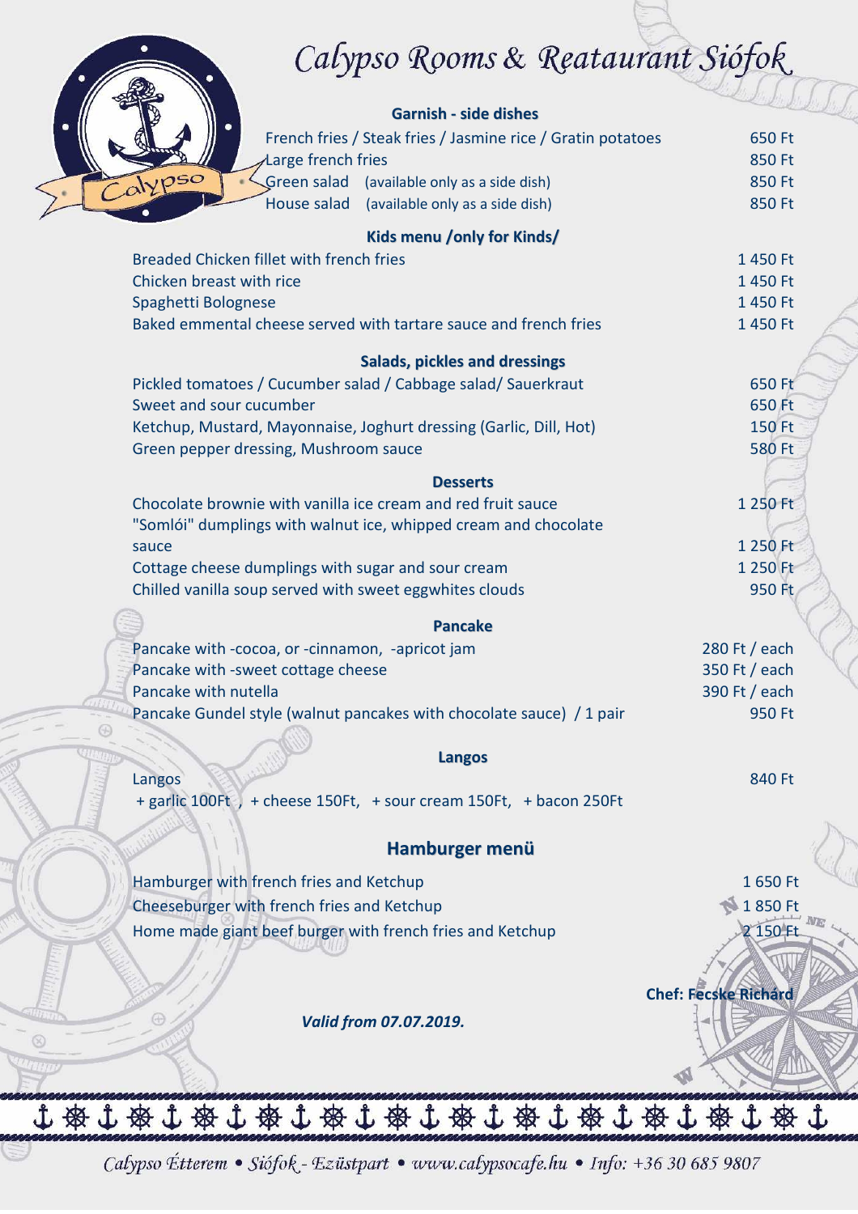# Calypso Rooms & Reataurant Siófok

## Garnish - side dishes

| | |
|---|---|
| French fries / Steak fries / Jasmine rice / Gratin potatoes | 650 Ft |
| Large french fries | 850 Ft |
| Green salad (available only as a side dish) | 850 Ft |
| House salad (available only as a side dish) | 850 Ft |

## Kids menu /only for Kinds/

| | |
|---|---|
| Breaded Chicken fillet with french fries | 1 450 Ft |
| Chicken breast with rice | 1 450 Ft |
| Spaghetti Bolognese | 1 450 Ft |
| Baked emmental cheese served with tartare sauce and french fries | 1 450 Ft |

## Salads, pickles and dressings

| | |
|---|---|
| Pickled tomatoes / Cucumber salad / Cabbage salad/ Sauerkraut | 650 Ft |
| Sweet and sour cucumber | 650 Ft |
| Ketchup, Mustard, Mayonnaise, Joghurt dressing (Garlic, Dill, Hot) | 150 Ft |
| Green pepper dressing, Mushroom sauce | 580 Ft |

## Desserts

| | |
|---|---|
| Chocolate brownie with vanilla ice cream and red fruit sauce | 1 250 Ft |
| "Somlói" dumplings with walnut ice, whipped cream and chocolate sauce | 1 250 Ft |
| Cottage cheese dumplings with sugar and sour cream | 1 250 Ft |
| Chilled vanilla soup served with sweet eggwhites clouds | 950 Ft |

## Pancake

| | |
|---|---|
| Pancake with -cocoa, or -cinnamon, -apricot jam | 280 Ft / each |
| Pancake with -sweet cottage cheese | 350 Ft / each |
| Pancake with nutella | 390 Ft / each |
| Pancake Gundel style (walnut pancakes with chocolate sauce) / 1 pair | 950 Ft |

## Langos

| | |
|---|---|
| Langos | 840 Ft |
| + garlic 100Ft , + cheese 150Ft, + sour cream 150Ft, + bacon 250Ft | |

## Hamburger menü

| | |
|---|---|
| Hamburger with french fries and Ketchup | 1 650 Ft |
| Cheeseburger with french fries and Ketchup | 1 850 Ft |
| Home made giant beef burger with french fries and Ketchup | 2 150 Ft |

**Chef: Fecske Richárd**

***Valid from 07.07.2019.***

*Calypso Étterem • Siófok - Ezüstpart • www.calypsocafe.hu • Info: +36 30 685 9807*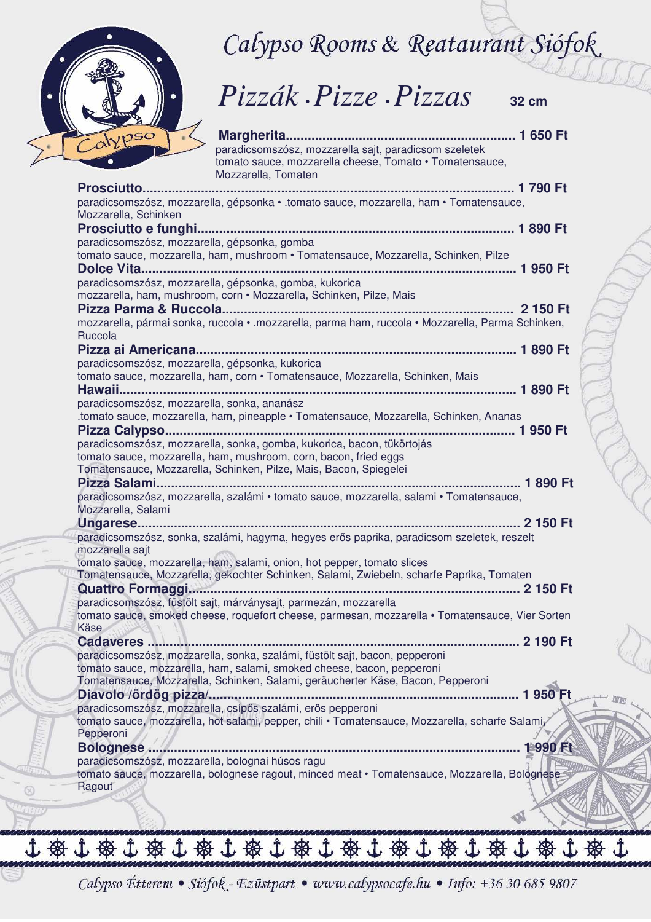# Calypso Rooms & Reataurant Siófok

## Pizzák . Pizze . Pizzas

32 cm

**Margherita................................................................ 1 650 Ft**
paradicsomszósz, mozzarella sajt, paradicsom szeletek
tomato sauce, mozzarella cheese, Tomato • Tomatensauce, Mozzarella, Tomaten

**Prosciutto.................................................................... 1 790 Ft**
paradicsomszósz, mozzarella, gépsonka • .tomato sauce, mozzarella, ham • Tomatensauce, Mozzarella, Schinken

**Prosciutto e funghi........................................................ 1 890 Ft**
paradicsomszósz, mozzarella, gépsonka, gomba
tomato sauce, mozzarella, ham, mushroom • Tomatensauce, Mozzarella, Schinken, Pilze

**Dolce Vita.................................................................... 1 950 Ft**
paradicsomszósz, mozzarella, gépsonka, gomba, kukorica
mozzarella, ham, mushroom, corn • Mozzarella, Schinken, Pilze, Mais

**Pizza Parma & Ruccola.................................................. 2 150 Ft**
mozzarella, pármai sonka, ruccola • .mozzarella, parma ham, ruccola • Mozzarella, Parma Schinken, Ruccola

**Pizza ai Americana........................................................ 1 890 Ft**
paradicsomszósz, mozzarella, gépsonka, kukorica
tomato sauce, mozzarella, ham, corn • Tomatensauce, Mozzarella, Schinken, Mais

**Hawaii.......................................................................... 1 890 Ft**
paradicsomszósz, mozzarella, sonka, ananász
.tomato sauce, mozzarella, ham, pineapple • Tomatensauce, Mozzarella, Schinken, Ananas

**Pizza Calypso................................................................ 1 950 Ft**
paradicsomszósz, mozzarella, sonka, gomba, kukorica, bacon, tükörtojás
tomato sauce, mozzarella, ham, mushroom, corn, bacon, fried eggs
Tomatensauce, Mozzarella, Schinken, Pilze, Mais, Bacon, Spiegelei

**Pizza Salami................................................................. 1 890 Ft**
paradicsomszósz, mozzarella, szalámi • tomato sauce, mozzarella, salami • Tomatensauce, Mozzarella, Salami

**Ungarese...................................................................... 2 150 Ft**
paradicsomszósz, sonka, szalámi, hagyma, hegyes erős paprika, paradicsom szeletek, reszelt mozzarella sajt
tomato sauce, mozzarella, ham, salami, onion, hot pepper, tomato slices
Tomatensauce, Mozzarella, gekochter Schinken, Salami, Zwiebeln, scharfe Paprika, Tomaten

**Quattro Formaggi.......................................................... 2 150 Ft**
paradicsomszósz, füstölt sajt, márványsajt, parmezán, mozzarella
tomato sauce, smoked cheese, roquefort cheese, parmesan, mozzarella • Tomatensauce, Vier Sorten Käse

**Cadaveres .................................................................... 2 190 Ft**
paradicsomszósz, mozzarella, sonka, szalámi, füstölt sajt, bacon, pepperoni
tomato sauce, mozzarella, ham, salami, smoked cheese, bacon, pepperoni
Tomatensauce, Mozzarella, Schinken, Salami, geräucherter Käse, Bacon, Pepperoni

**Diavolo /ördög pizza/.................................................... 1 950 Ft**
paradicsomszósz, mozzarella, csípős szalámi, erős pepperoni
tomato sauce, mozzarella, hot salami, pepper, chili • Tomatensauce, Mozzarella, scharfe Salami, Pepperoni

**Bolognese ................................................................... 1 990 Ft**
paradicsomszósz, mozzarella, bolognai húsos ragu
tomato sauce, mozzarella, bolognese ragout, minced meat • Tomatensauce, Mozzarella, Bolognese Ragout

Calypso Étterem • Siófok - Ezüstpart • www.calypsocafe.hu • Info: +36 30 685 9807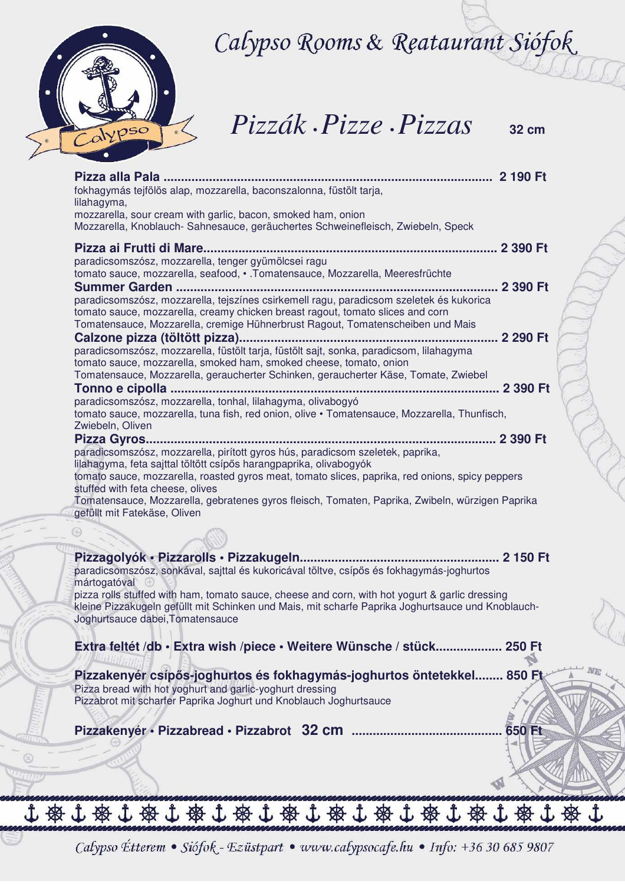# Calypso Rooms & Reataurant Siófok

## Pizzák . Pizze . Pizzas

**32 cm**

**Pizza alla Pala .............................................................................................. 2 190 Ft**
fokhagymás tejfölös alap, mozzarella, baconszalonna, füstölt tarja,
lilahagyma,
mozzarella, sour cream with garlic, bacon, smoked ham, onion
Mozzarella, Knoblauch- Sahnesauce, geräuchertes Schweinefleisch, Zwiebeln, Speck

**Pizza ai Frutti di Mare.................................................................................... 2 390 Ft**
paradicsomszósz, mozzarella, tenger gyümölcsei ragu
tomato sauce, mozzarella, seafood, • .Tomatensauce, Mozzarella, Meeresfrüchte

**Summer Garden ............................................................................................ 2 390 Ft**
paradicsomszósz, mozzarella, tejszínes csirkemell ragu, paradicsom szeletek és kukorica
tomato sauce, mozzarella, creamy chicken breast ragout, tomato slices and corn
Tomatensauce, Mozzarella, cremige Hühnerbrust Ragout, Tomatenscheiben und Mais

**Calzone pizza (töltött pizza)......................................................................... 2 290 Ft**
paradicsomszósz, mozzarella, füstölt tarja, füstölt sajt, sonka, paradicsom, lilahagyma
tomato sauce, mozzarella, smoked ham, smoked cheese, tomato, onion
Tomatensauce, Mozzarella, geraucherter Schinken, geraucherter Käse, Tomate, Zwiebel

**Tonno e cipolla ............................................................................................. 2 390 Ft**
paradicsomszósz, mozzarella, tonhal, lilahagyma, olivabogyó
tomato sauce, mozzarella, tuna fish, red onion, olive • Tomatensauce, Mozzarella, Thunfisch, Zwiebeln, Oliven

**Pizza Gyros.................................................................................................... 2 390 Ft**
paradicsomszósz, mozzarella, pirított gyros hús, paradicsom szeletek, paprika,
lilahagyma, feta sajttal töltött csípős harangpaprika, olivabogyók
tomato sauce, mozzarella, roasted gyros meat, tomato slices, paprika, red onions, spicy peppers stuffed with feta cheese, olives
Tomatensauce, Mozzarella, gebratenes gyros fleisch, Tomaten, Paprika, Zwibeln, würzigen Paprika gefüllt mit Fatekäse, Oliven

**Pizzagolyók • Pizzarolls • Pizzakugeln......................................................... 2 150 Ft**
paradicsomszósz, sonkával, sajttal és kukoricával töltve, csípős és fokhagymás-joghurtos mártogatóval
pizza rolls stuffed with ham, tomato sauce, cheese and corn, with hot yogurt & garlic dressing
kleine Pizzakugeln gefüllt mit Schinken und Mais, mit scharfe Paprika Joghurtsauce und Knoblauch-Joghurtsauce dabei,Tomatensauce

**Extra feltét /db • Extra wish /piece • Weitere Wünsche / stück................... 250 Ft**

**Pizzakenyér csípős-joghurtos és fokhagymás-joghurtos öntetekkel........ 850 Ft**
Pizza bread with hot yoghurt and garlic-yoghurt dressing
Pizzabrot mit scharfer Paprika Joghurt und Knoblauch Joghurtsauce

**Pizzakenyér • Pizzabread • Pizzabrot 32 cm ........................................... 650 Ft**

Calypso Étterem • Siófok - Ezüstpart • www.calypsocafe.hu • Info: +36 30 685 9807